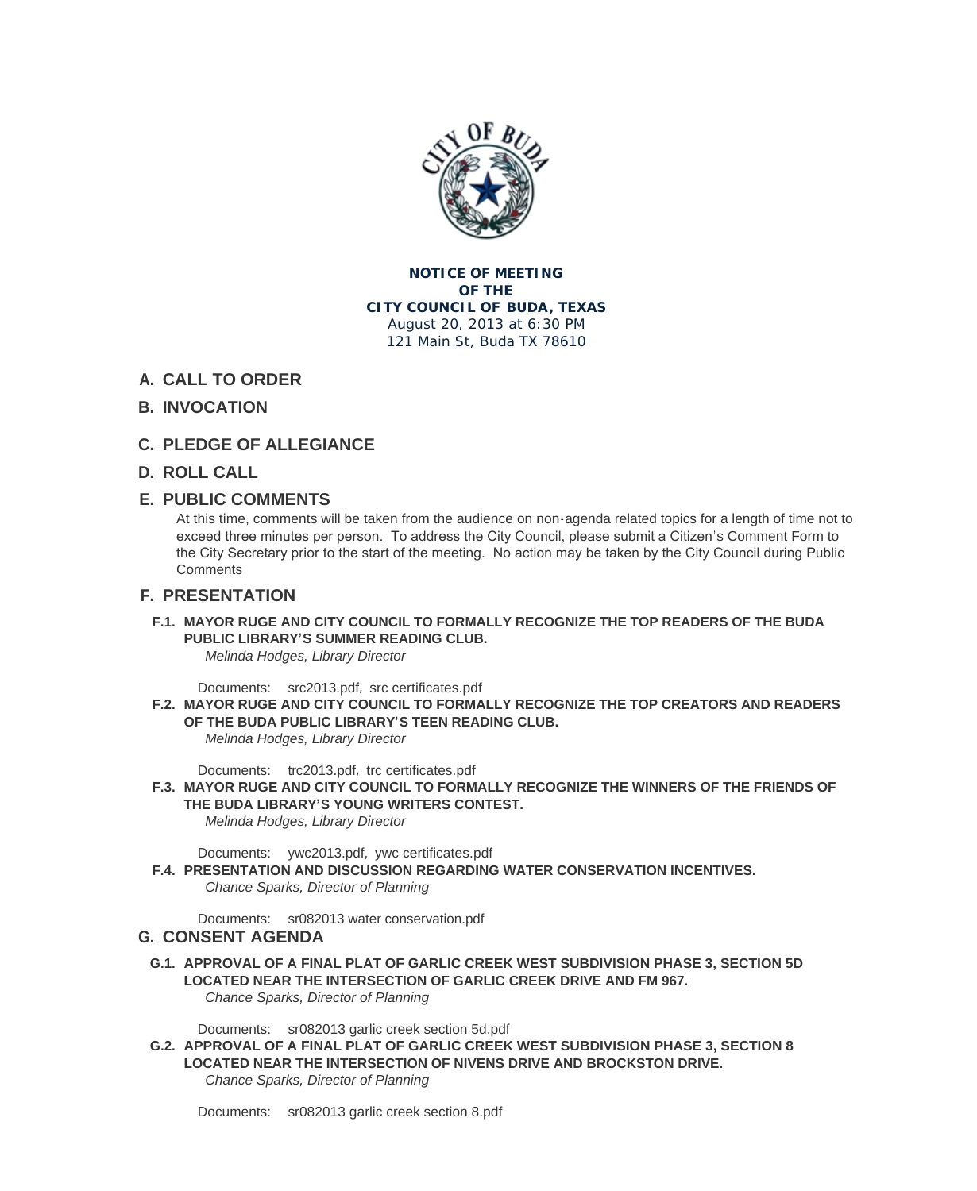**NOTICE OF MEETING**
**OF THE**
**CITY COUNCIL OF BUDA, TEXAS**
August 20, 2013 at 6:30 PM
121 Main St, Buda TX 78610

## A. CALL TO ORDER

## B. INVOCATION

## C. PLEDGE OF ALLEGIANCE

## D. ROLL CALL

## E. PUBLIC COMMENTS

At this time, comments will be taken from the audience on non-agenda related topics for a length of time not to exceed three minutes per person. To address the City Council, please submit a Citizen's Comment Form to the City Secretary prior to the start of the meeting. No action may be taken by the City Council during Public Comments

## F. PRESENTATION

**F.1. MAYOR RUGE AND CITY COUNCIL TO FORMALLY RECOGNIZE THE TOP READERS OF THE BUDA PUBLIC LIBRARY'S SUMMER READING CLUB.**
*Melinda Hodges, Library Director*

Documents: src2013.pdf, src certificates.pdf

**F.2. MAYOR RUGE AND CITY COUNCIL TO FORMALLY RECOGNIZE THE TOP CREATORS AND READERS OF THE BUDA PUBLIC LIBRARY'S TEEN READING CLUB.**
*Melinda Hodges, Library Director*

Documents: trc2013.pdf, trc certificates.pdf

**F.3. MAYOR RUGE AND CITY COUNCIL TO FORMALLY RECOGNIZE THE WINNERS OF THE FRIENDS OF THE BUDA LIBRARY'S YOUNG WRITERS CONTEST.**
*Melinda Hodges, Library Director*

Documents: ywc2013.pdf, ywc certificates.pdf

**F.4. PRESENTATION AND DISCUSSION REGARDING WATER CONSERVATION INCENTIVES.**
*Chance Sparks, Director of Planning*

Documents: sr082013 water conservation.pdf

## G. CONSENT AGENDA

**G.1. APPROVAL OF A FINAL PLAT OF GARLIC CREEK WEST SUBDIVISION PHASE 3, SECTION 5D LOCATED NEAR THE INTERSECTION OF GARLIC CREEK DRIVE AND FM 967.**
*Chance Sparks, Director of Planning*

Documents: sr082013 garlic creek section 5d.pdf

**G.2. APPROVAL OF A FINAL PLAT OF GARLIC CREEK WEST SUBDIVISION PHASE 3, SECTION 8 LOCATED NEAR THE INTERSECTION OF NIVENS DRIVE AND BROCKSTON DRIVE.**
*Chance Sparks, Director of Planning*

Documents: sr082013 garlic creek section 8.pdf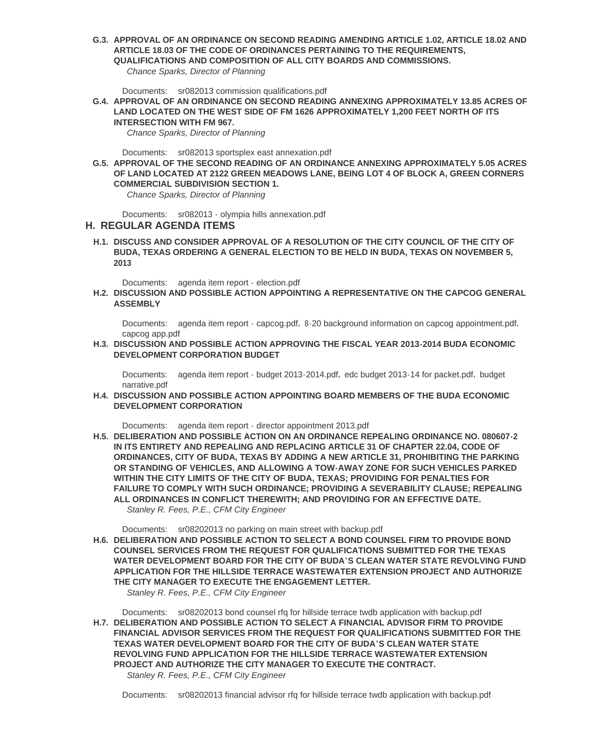**G.3. APPROVAL OF AN ORDINANCE ON SECOND READING AMENDING ARTICLE 1.02, ARTICLE 18.02 AND ARTICLE 18.03 OF THE CODE OF ORDINANCES PERTAINING TO THE REQUIREMENTS, QUALIFICATIONS AND COMPOSITION OF ALL CITY BOARDS AND COMMISSIONS.**

*Chance Sparks, Director of Planning*

Documents: sr082013 commission qualifications.pdf

**G.4. APPROVAL OF AN ORDINANCE ON SECOND READING ANNEXING APPROXIMATELY 13.85 ACRES OF LAND LOCATED ON THE WEST SIDE OF FM 1626 APPROXIMATELY 1,200 FEET NORTH OF ITS INTERSECTION WITH FM 967.**

*Chance Sparks, Director of Planning*

Documents: sr082013 sportsplex east annexation.pdf

**G.5. APPROVAL OF THE SECOND READING OF AN ORDINANCE ANNEXING APPROXIMATELY 5.05 ACRES OF LAND LOCATED AT 2122 GREEN MEADOWS LANE, BEING LOT 4 OF BLOCK A, GREEN CORNERS COMMERCIAL SUBDIVISION SECTION 1.**

*Chance Sparks, Director of Planning*

Documents: sr082013 - olympia hills annexation.pdf

## H. REGULAR AGENDA ITEMS

**H.1. DISCUSS AND CONSIDER APPROVAL OF A RESOLUTION OF THE CITY COUNCIL OF THE CITY OF BUDA, TEXAS ORDERING A GENERAL ELECTION TO BE HELD IN BUDA, TEXAS ON NOVEMBER 5, 2013**

Documents: agenda item report - election.pdf

**H.2. DISCUSSION AND POSSIBLE ACTION APPOINTING A REPRESENTATIVE ON THE CAPCOG GENERAL ASSEMBLY**

Documents: agenda item report - capcog.pdf, 8-20 background information on capcog appointment.pdf, capcog app.pdf

**H.3. DISCUSSION AND POSSIBLE ACTION APPROVING THE FISCAL YEAR 2013-2014 BUDA ECONOMIC DEVELOPMENT CORPORATION BUDGET**

Documents: agenda item report - budget 2013-2014.pdf, edc budget 2013-14 for packet.pdf, budget narrative.pdf

**H.4. DISCUSSION AND POSSIBLE ACTION APPOINTING BOARD MEMBERS OF THE BUDA ECONOMIC DEVELOPMENT CORPORATION**

Documents: agenda item report - director appointment 2013.pdf

**H.5. DELIBERATION AND POSSIBLE ACTION ON AN ORDINANCE REPEALING ORDINANCE NO. 080607-2 IN ITS ENTIRETY AND REPEALING AND REPLACING ARTICLE 31 OF CHAPTER 22.04, CODE OF ORDINANCES, CITY OF BUDA, TEXAS BY ADDING A NEW ARTICLE 31, PROHIBITING THE PARKING OR STANDING OF VEHICLES, AND ALLOWING A TOW-AWAY ZONE FOR SUCH VEHICLES PARKED WITHIN THE CITY LIMITS OF THE CITY OF BUDA, TEXAS; PROVIDING FOR PENALTIES FOR FAILURE TO COMPLY WITH SUCH ORDINANCE; PROVIDING A SEVERABILITY CLAUSE; REPEALING ALL ORDINANCES IN CONFLICT THEREWITH; AND PROVIDING FOR AN EFFECTIVE DATE.**

*Stanley R. Fees, P.E., CFM City Engineer*

Documents: sr08202013 no parking on main street with backup.pdf

**H.6. DELIBERATION AND POSSIBLE ACTION TO SELECT A BOND COUNSEL FIRM TO PROVIDE BOND COUNSEL SERVICES FROM THE REQUEST FOR QUALIFICATIONS SUBMITTED FOR THE TEXAS WATER DEVELOPMENT BOARD FOR THE CITY OF BUDA'S CLEAN WATER STATE REVOLVING FUND APPLICATION FOR THE HILLSIDE TERRACE WASTEWATER EXTENSION PROJECT AND AUTHORIZE THE CITY MANAGER TO EXECUTE THE ENGAGEMENT LETTER.**

*Stanley R. Fees, P.E., CFM City Engineer*

Documents: sr08202013 bond counsel rfq for hillside terrace twdb application with backup.pdf

**H.7. DELIBERATION AND POSSIBLE ACTION TO SELECT A FINANCIAL ADVISOR FIRM TO PROVIDE FINANCIAL ADVISOR SERVICES FROM THE REQUEST FOR QUALIFICATIONS SUBMITTED FOR THE TEXAS WATER DEVELOPMENT BOARD FOR THE CITY OF BUDA'S CLEAN WATER STATE REVOLVING FUND APPLICATION FOR THE HILLSIDE TERRACE WASTEWATER EXTENSION PROJECT AND AUTHORIZE THE CITY MANAGER TO EXECUTE THE CONTRACT.**

*Stanley R. Fees, P.E., CFM City Engineer*

Documents: sr08202013 financial advisor rfq for hillside terrace twdb application with backup.pdf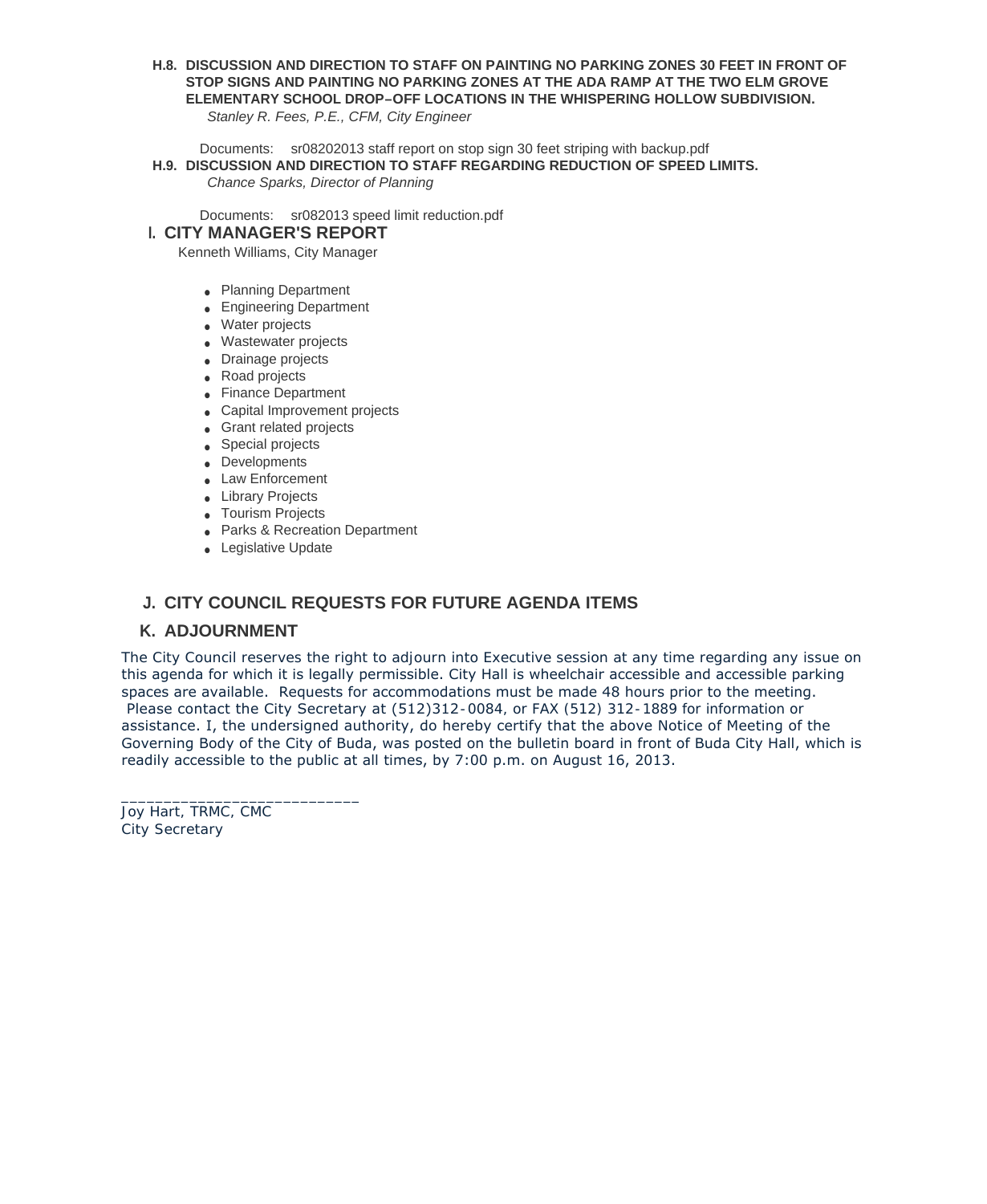**H.8. DISCUSSION AND DIRECTION TO STAFF ON PAINTING NO PARKING ZONES 30 FEET IN FRONT OF STOP SIGNS AND PAINTING NO PARKING ZONES AT THE ADA RAMP AT THE TWO ELM GROVE ELEMENTARY SCHOOL DROP–OFF LOCATIONS IN THE WHISPERING HOLLOW SUBDIVISION.**

*Stanley R. Fees, P.E., CFM, City Engineer*

Documents: sr08202013 staff report on stop sign 30 feet striping with backup.pdf

**H.9. DISCUSSION AND DIRECTION TO STAFF REGARDING REDUCTION OF SPEED LIMITS.**

*Chance Sparks, Director of Planning*

Documents: sr082013 speed limit reduction.pdf

## I. CITY MANAGER'S REPORT

Kenneth Williams, City Manager

- Planning Department
- Engineering Department
- Water projects
- Wastewater projects
- Drainage projects
- Road projects
- Finance Department
- Capital Improvement projects
- Grant related projects
- Special projects
- Developments
- Law Enforcement
- Library Projects
- Tourism Projects
- Parks & Recreation Department
- Legislative Update

## J. CITY COUNCIL REQUESTS FOR FUTURE AGENDA ITEMS

## K. ADJOURNMENT

The City Council reserves the right to adjourn into Executive session at any time regarding any issue on this agenda for which it is legally permissible. City Hall is wheelchair accessible and accessible parking spaces are available. Requests for accommodations must be made 48 hours prior to the meeting. Please contact the City Secretary at (512)312-0084, or FAX (512) 312-1889 for information or assistance. I, the undersigned authority, do hereby certify that the above Notice of Meeting of the Governing Body of the City of Buda, was posted on the bulletin board in front of Buda City Hall, which is readily accessible to the public at all times, by 7:00 p.m. on August 16, 2013.

___________________________
Joy Hart, TRMC, CMC
City Secretary